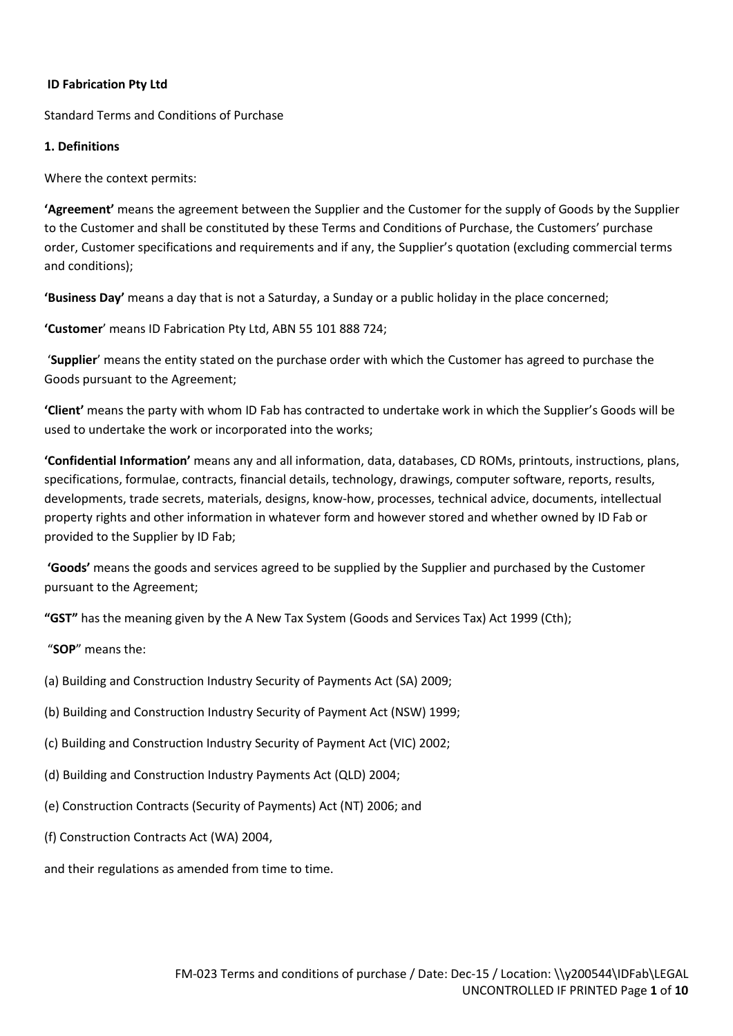**ID Fabrication Pty Ltd**

Standard Terms and Conditions of Purchase

**1. Definitions**

Where the context permits:

**'Agreement'** means the agreement between the Supplier and the Customer for the supply of Goods by the Supplier to the Customer and shall be constituted by these Terms and Conditions of Purchase, the Customers' purchase order, Customer specifications and requirements and if any, the Supplier's quotation (excluding commercial terms and conditions);

**'Business Day'** means a day that is not a Saturday, a Sunday or a public holiday in the place concerned;

**'Customer'** means ID Fabrication Pty Ltd, ABN 55 101 888 724;

'**Supplier**' means the entity stated on the purchase order with which the Customer has agreed to purchase the Goods pursuant to the Agreement;

**'Client'** means the party with whom ID Fab has contracted to undertake work in which the Supplier's Goods will be used to undertake the work or incorporated into the works;

**'Confidential Information'** means any and all information, data, databases, CD ROMs, printouts, instructions, plans, specifications, formulae, contracts, financial details, technology, drawings, computer software, reports, results, developments, trade secrets, materials, designs, know-how, processes, technical advice, documents, intellectual property rights and other information in whatever form and however stored and whether owned by ID Fab or provided to the Supplier by ID Fab;

**'Goods'** means the goods and services agreed to be supplied by the Supplier and purchased by the Customer pursuant to the Agreement;

**"GST"** has the meaning given by the A New Tax System (Goods and Services Tax) Act 1999 (Cth);

"**SOP**" means the:

(a) Building and Construction Industry Security of Payments Act (SA) 2009;

(b) Building and Construction Industry Security of Payment Act (NSW) 1999;

(c) Building and Construction Industry Security of Payment Act (VIC) 2002;

(d) Building and Construction Industry Payments Act (QLD) 2004;

(e) Construction Contracts (Security of Payments) Act (NT) 2006; and

(f) Construction Contracts Act (WA) 2004,

and their regulations as amended from time to time.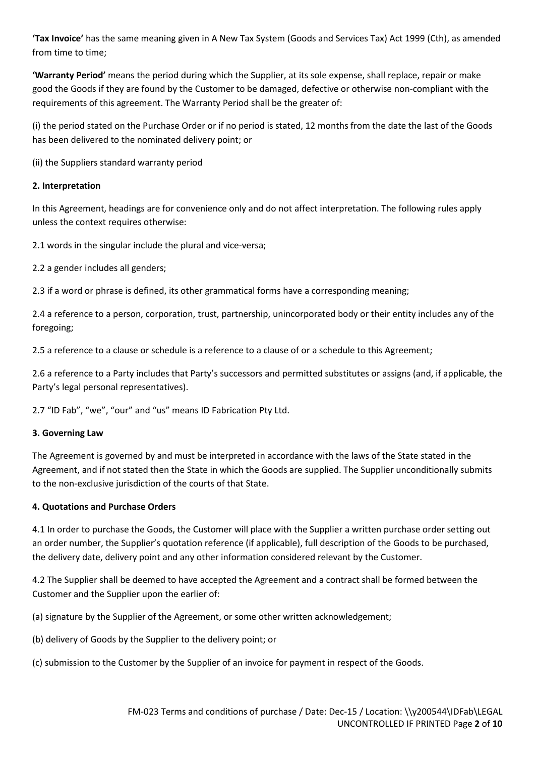**'Tax Invoice'** has the same meaning given in A New Tax System (Goods and Services Tax) Act 1999 (Cth), as amended from time to time;

**'Warranty Period'** means the period during which the Supplier, at its sole expense, shall replace, repair or make good the Goods if they are found by the Customer to be damaged, defective or otherwise non-compliant with the requirements of this agreement. The Warranty Period shall be the greater of:

(i) the period stated on the Purchase Order or if no period is stated, 12 months from the date the last of the Goods has been delivered to the nominated delivery point; or

(ii) the Suppliers standard warranty period

**2. Interpretation**

In this Agreement, headings are for convenience only and do not affect interpretation. The following rules apply unless the context requires otherwise:

2.1 words in the singular include the plural and vice-versa;

2.2 a gender includes all genders;

2.3 if a word or phrase is defined, its other grammatical forms have a corresponding meaning;

2.4 a reference to a person, corporation, trust, partnership, unincorporated body or their entity includes any of the foregoing;

2.5 a reference to a clause or schedule is a reference to a clause of or a schedule to this Agreement;

2.6 a reference to a Party includes that Party's successors and permitted substitutes or assigns (and, if applicable, the Party's legal personal representatives).

2.7 "ID Fab", "we", "our" and "us" means ID Fabrication Pty Ltd.

**3. Governing Law**

The Agreement is governed by and must be interpreted in accordance with the laws of the State stated in the Agreement, and if not stated then the State in which the Goods are supplied. The Supplier unconditionally submits to the non-exclusive jurisdiction of the courts of that State.

**4. Quotations and Purchase Orders**

4.1 In order to purchase the Goods, the Customer will place with the Supplier a written purchase order setting out an order number, the Supplier's quotation reference (if applicable), full description of the Goods to be purchased, the delivery date, delivery point and any other information considered relevant by the Customer.

4.2 The Supplier shall be deemed to have accepted the Agreement and a contract shall be formed between the Customer and the Supplier upon the earlier of:

(a) signature by the Supplier of the Agreement, or some other written acknowledgement;

(b) delivery of Goods by the Supplier to the delivery point; or

(c) submission to the Customer by the Supplier of an invoice for payment in respect of the Goods.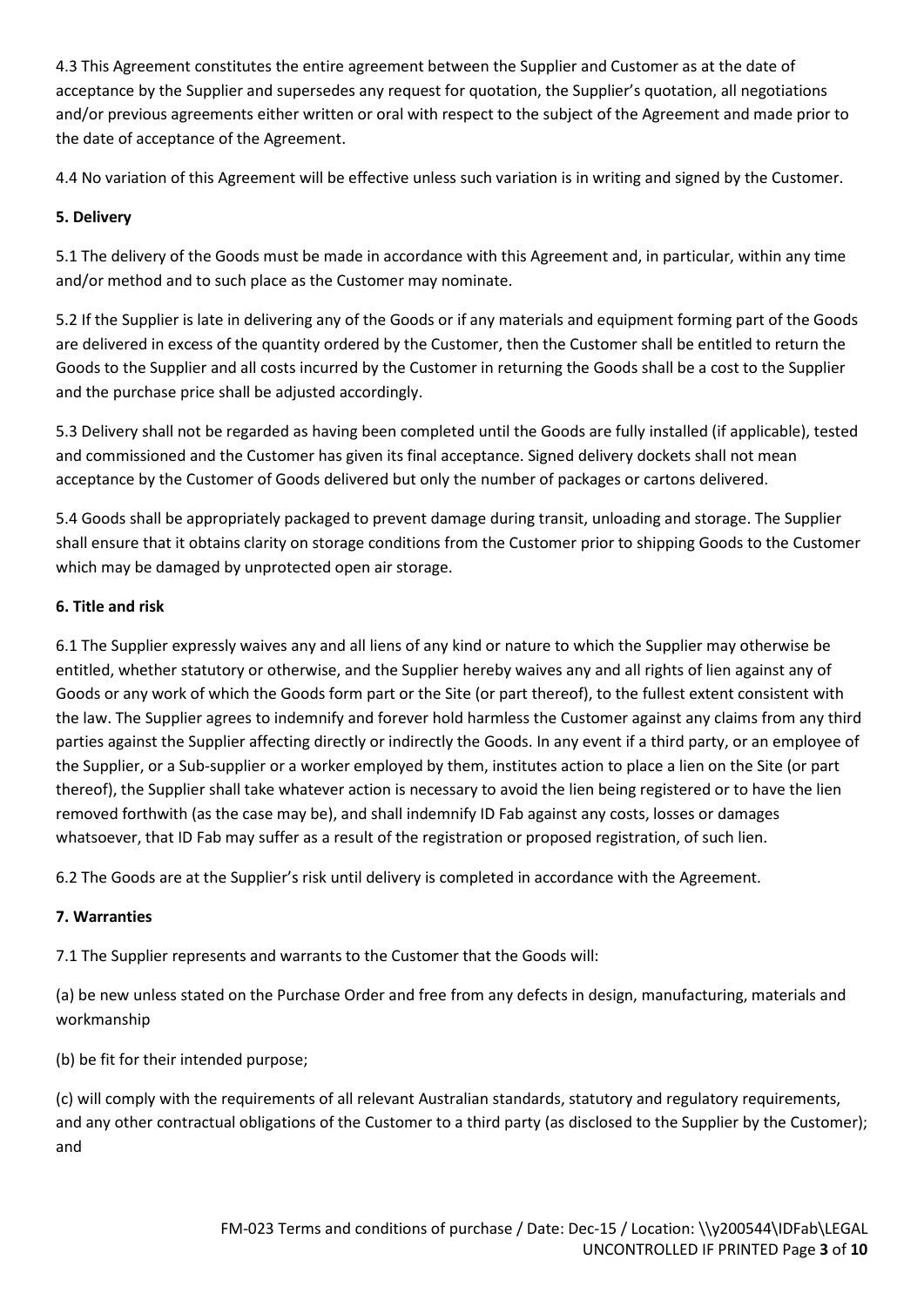4.3 This Agreement constitutes the entire agreement between the Supplier and Customer as at the date of acceptance by the Supplier and supersedes any request for quotation, the Supplier's quotation, all negotiations and/or previous agreements either written or oral with respect to the subject of the Agreement and made prior to the date of acceptance of the Agreement.

4.4 No variation of this Agreement will be effective unless such variation is in writing and signed by the Customer.

**5. Delivery**

5.1 The delivery of the Goods must be made in accordance with this Agreement and, in particular, within any time and/or method and to such place as the Customer may nominate.

5.2 If the Supplier is late in delivering any of the Goods or if any materials and equipment forming part of the Goods are delivered in excess of the quantity ordered by the Customer, then the Customer shall be entitled to return the Goods to the Supplier and all costs incurred by the Customer in returning the Goods shall be a cost to the Supplier and the purchase price shall be adjusted accordingly.

5.3 Delivery shall not be regarded as having been completed until the Goods are fully installed (if applicable), tested and commissioned and the Customer has given its final acceptance. Signed delivery dockets shall not mean acceptance by the Customer of Goods delivered but only the number of packages or cartons delivered.

5.4 Goods shall be appropriately packaged to prevent damage during transit, unloading and storage. The Supplier shall ensure that it obtains clarity on storage conditions from the Customer prior to shipping Goods to the Customer which may be damaged by unprotected open air storage.

**6. Title and risk**

6.1 The Supplier expressly waives any and all liens of any kind or nature to which the Supplier may otherwise be entitled, whether statutory or otherwise, and the Supplier hereby waives any and all rights of lien against any of Goods or any work of which the Goods form part or the Site (or part thereof), to the fullest extent consistent with the law. The Supplier agrees to indemnify and forever hold harmless the Customer against any claims from any third parties against the Supplier affecting directly or indirectly the Goods. In any event if a third party, or an employee of the Supplier, or a Sub-supplier or a worker employed by them, institutes action to place a lien on the Site (or part thereof), the Supplier shall take whatever action is necessary to avoid the lien being registered or to have the lien removed forthwith (as the case may be), and shall indemnify ID Fab against any costs, losses or damages whatsoever, that ID Fab may suffer as a result of the registration or proposed registration, of such lien.

6.2 The Goods are at the Supplier's risk until delivery is completed in accordance with the Agreement.

**7. Warranties**

7.1 The Supplier represents and warrants to the Customer that the Goods will:

(a) be new unless stated on the Purchase Order and free from any defects in design, manufacturing, materials and workmanship

(b) be fit for their intended purpose;

(c) will comply with the requirements of all relevant Australian standards, statutory and regulatory requirements, and any other contractual obligations of the Customer to a third party (as disclosed to the Supplier by the Customer); and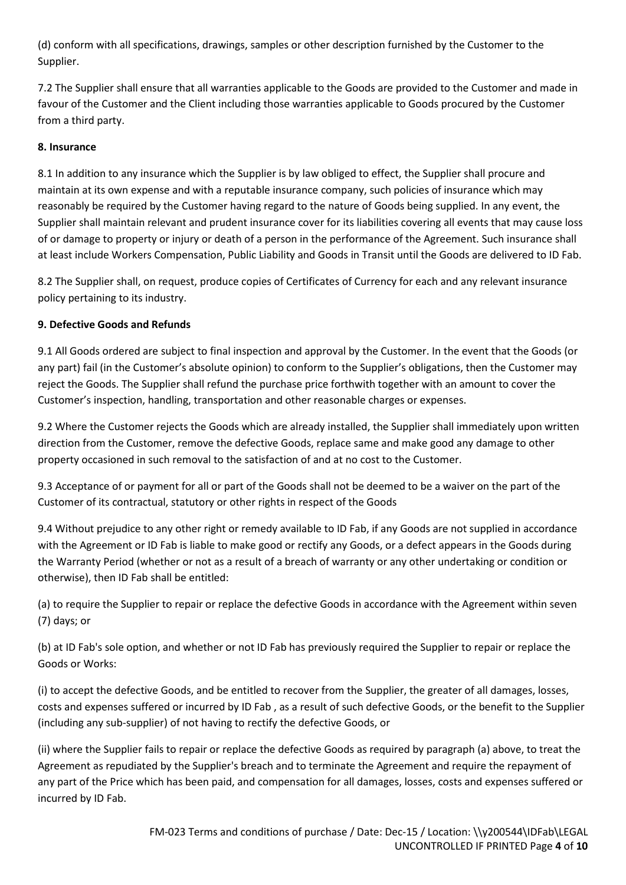(d) conform with all specifications, drawings, samples or other description furnished by the Customer to the Supplier.

7.2 The Supplier shall ensure that all warranties applicable to the Goods are provided to the Customer and made in favour of the Customer and the Client including those warranties applicable to Goods procured by the Customer from a third party.

**8. Insurance**

8.1 In addition to any insurance which the Supplier is by law obliged to effect, the Supplier shall procure and maintain at its own expense and with a reputable insurance company, such policies of insurance which may reasonably be required by the Customer having regard to the nature of Goods being supplied. In any event, the Supplier shall maintain relevant and prudent insurance cover for its liabilities covering all events that may cause loss of or damage to property or injury or death of a person in the performance of the Agreement. Such insurance shall at least include Workers Compensation, Public Liability and Goods in Transit until the Goods are delivered to ID Fab.

8.2 The Supplier shall, on request, produce copies of Certificates of Currency for each and any relevant insurance policy pertaining to its industry.

**9. Defective Goods and Refunds**

9.1 All Goods ordered are subject to final inspection and approval by the Customer. In the event that the Goods (or any part) fail (in the Customer's absolute opinion) to conform to the Supplier's obligations, then the Customer may reject the Goods. The Supplier shall refund the purchase price forthwith together with an amount to cover the Customer's inspection, handling, transportation and other reasonable charges or expenses.

9.2 Where the Customer rejects the Goods which are already installed, the Supplier shall immediately upon written direction from the Customer, remove the defective Goods, replace same and make good any damage to other property occasioned in such removal to the satisfaction of and at no cost to the Customer.

9.3 Acceptance of or payment for all or part of the Goods shall not be deemed to be a waiver on the part of the Customer of its contractual, statutory or other rights in respect of the Goods

9.4 Without prejudice to any other right or remedy available to ID Fab, if any Goods are not supplied in accordance with the Agreement or ID Fab is liable to make good or rectify any Goods, or a defect appears in the Goods during the Warranty Period (whether or not as a result of a breach of warranty or any other undertaking or condition or otherwise), then ID Fab shall be entitled:

(a) to require the Supplier to repair or replace the defective Goods in accordance with the Agreement within seven (7) days; or

(b) at ID Fab's sole option, and whether or not ID Fab has previously required the Supplier to repair or replace the Goods or Works:

(i) to accept the defective Goods, and be entitled to recover from the Supplier, the greater of all damages, losses, costs and expenses suffered or incurred by ID Fab , as a result of such defective Goods, or the benefit to the Supplier (including any sub-supplier) of not having to rectify the defective Goods, or

(ii) where the Supplier fails to repair or replace the defective Goods as required by paragraph (a) above, to treat the Agreement as repudiated by the Supplier's breach and to terminate the Agreement and require the repayment of any part of the Price which has been paid, and compensation for all damages, losses, costs and expenses suffered or incurred by ID Fab.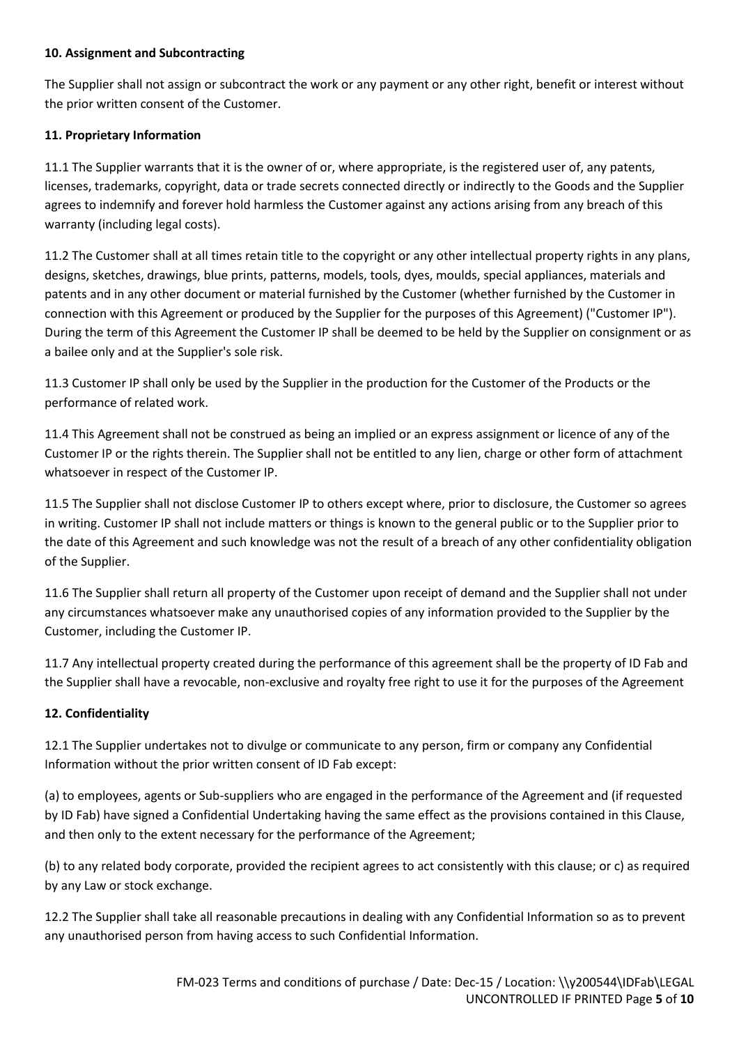**10. Assignment and Subcontracting**

The Supplier shall not assign or subcontract the work or any payment or any other right, benefit or interest without the prior written consent of the Customer.

**11. Proprietary Information**

11.1 The Supplier warrants that it is the owner of or, where appropriate, is the registered user of, any patents, licenses, trademarks, copyright, data or trade secrets connected directly or indirectly to the Goods and the Supplier agrees to indemnify and forever hold harmless the Customer against any actions arising from any breach of this warranty (including legal costs).

11.2 The Customer shall at all times retain title to the copyright or any other intellectual property rights in any plans, designs, sketches, drawings, blue prints, patterns, models, tools, dyes, moulds, special appliances, materials and patents and in any other document or material furnished by the Customer (whether furnished by the Customer in connection with this Agreement or produced by the Supplier for the purposes of this Agreement) ("Customer IP"). During the term of this Agreement the Customer IP shall be deemed to be held by the Supplier on consignment or as a bailee only and at the Supplier's sole risk.

11.3 Customer IP shall only be used by the Supplier in the production for the Customer of the Products or the performance of related work.

11.4 This Agreement shall not be construed as being an implied or an express assignment or licence of any of the Customer IP or the rights therein. The Supplier shall not be entitled to any lien, charge or other form of attachment whatsoever in respect of the Customer IP.

11.5 The Supplier shall not disclose Customer IP to others except where, prior to disclosure, the Customer so agrees in writing. Customer IP shall not include matters or things is known to the general public or to the Supplier prior to the date of this Agreement and such knowledge was not the result of a breach of any other confidentiality obligation of the Supplier.

11.6 The Supplier shall return all property of the Customer upon receipt of demand and the Supplier shall not under any circumstances whatsoever make any unauthorised copies of any information provided to the Supplier by the Customer, including the Customer IP.

11.7 Any intellectual property created during the performance of this agreement shall be the property of ID Fab and the Supplier shall have a revocable, non-exclusive and royalty free right to use it for the purposes of the Agreement

**12. Confidentiality**

12.1 The Supplier undertakes not to divulge or communicate to any person, firm or company any Confidential Information without the prior written consent of ID Fab except:

(a) to employees, agents or Sub-suppliers who are engaged in the performance of the Agreement and (if requested by ID Fab) have signed a Confidential Undertaking having the same effect as the provisions contained in this Clause, and then only to the extent necessary for the performance of the Agreement;

(b) to any related body corporate, provided the recipient agrees to act consistently with this clause; or c) as required by any Law or stock exchange.

12.2 The Supplier shall take all reasonable precautions in dealing with any Confidential Information so as to prevent any unauthorised person from having access to such Confidential Information.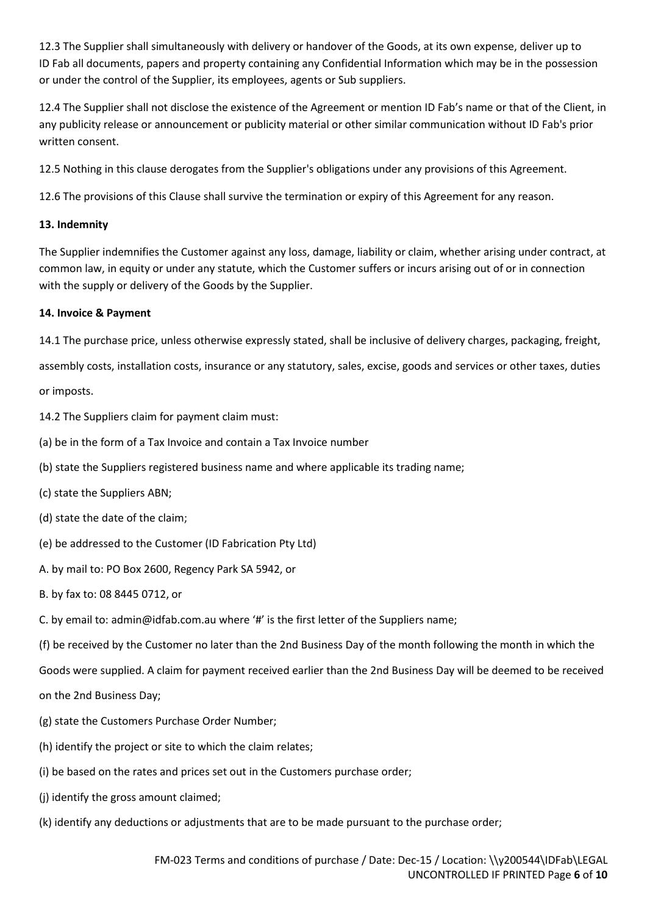12.3 The Supplier shall simultaneously with delivery or handover of the Goods, at its own expense, deliver up to ID Fab all documents, papers and property containing any Confidential Information which may be in the possession or under the control of the Supplier, its employees, agents or Sub suppliers.

12.4 The Supplier shall not disclose the existence of the Agreement or mention ID Fab's name or that of the Client, in any publicity release or announcement or publicity material or other similar communication without ID Fab's prior written consent.

12.5 Nothing in this clause derogates from the Supplier's obligations under any provisions of this Agreement.

12.6 The provisions of this Clause shall survive the termination or expiry of this Agreement for any reason.

**13. Indemnity**

The Supplier indemnifies the Customer against any loss, damage, liability or claim, whether arising under contract, at common law, in equity or under any statute, which the Customer suffers or incurs arising out of or in connection with the supply or delivery of the Goods by the Supplier.

**14. Invoice & Payment**

14.1 The purchase price, unless otherwise expressly stated, shall be inclusive of delivery charges, packaging, freight, assembly costs, installation costs, insurance or any statutory, sales, excise, goods and services or other taxes, duties or imposts.

14.2 The Suppliers claim for payment claim must:

(a) be in the form of a Tax Invoice and contain a Tax Invoice number

(b) state the Suppliers registered business name and where applicable its trading name;

(c) state the Suppliers ABN;

(d) state the date of the claim;

(e) be addressed to the Customer (ID Fabrication Pty Ltd)

A. by mail to: PO Box 2600, Regency Park SA 5942, or

B. by fax to: 08 8445 0712, or

C. by email to: admin@idfab.com.au where '#' is the first letter of the Suppliers name;

(f) be received by the Customer no later than the 2nd Business Day of the month following the month in which the Goods were supplied. A claim for payment received earlier than the 2nd Business Day will be deemed to be received on the 2nd Business Day;

(g) state the Customers Purchase Order Number;

(h) identify the project or site to which the claim relates;

(i) be based on the rates and prices set out in the Customers purchase order;

(j) identify the gross amount claimed;

(k) identify any deductions or adjustments that are to be made pursuant to the purchase order;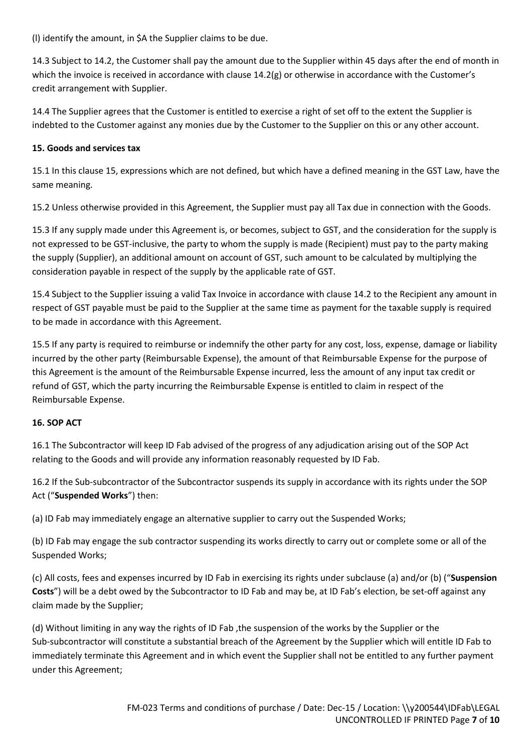(l) identify the amount, in $A the Supplier claims to be due.

14.3 Subject to 14.2, the Customer shall pay the amount due to the Supplier within 45 days after the end of month in which the invoice is received in accordance with clause 14.2(g) or otherwise in accordance with the Customer's credit arrangement with Supplier.

14.4 The Supplier agrees that the Customer is entitled to exercise a right of set off to the extent the Supplier is indebted to the Customer against any monies due by the Customer to the Supplier on this or any other account.

**15. Goods and services tax**

15.1 In this clause 15, expressions which are not defined, but which have a defined meaning in the GST Law, have the same meaning.

15.2 Unless otherwise provided in this Agreement, the Supplier must pay all Tax due in connection with the Goods.

15.3 If any supply made under this Agreement is, or becomes, subject to GST, and the consideration for the supply is not expressed to be GST-inclusive, the party to whom the supply is made (Recipient) must pay to the party making the supply (Supplier), an additional amount on account of GST, such amount to be calculated by multiplying the consideration payable in respect of the supply by the applicable rate of GST.

15.4 Subject to the Supplier issuing a valid Tax Invoice in accordance with clause 14.2 to the Recipient any amount in respect of GST payable must be paid to the Supplier at the same time as payment for the taxable supply is required to be made in accordance with this Agreement.

15.5 If any party is required to reimburse or indemnify the other party for any cost, loss, expense, damage or liability incurred by the other party (Reimbursable Expense), the amount of that Reimbursable Expense for the purpose of this Agreement is the amount of the Reimbursable Expense incurred, less the amount of any input tax credit or refund of GST, which the party incurring the Reimbursable Expense is entitled to claim in respect of the Reimbursable Expense.

**16. SOP ACT**

16.1 The Subcontractor will keep ID Fab advised of the progress of any adjudication arising out of the SOP Act relating to the Goods and will provide any information reasonably requested by ID Fab.

16.2 If the Sub-subcontractor of the Subcontractor suspends its supply in accordance with its rights under the SOP Act ("**Suspended Works**") then:

(a) ID Fab may immediately engage an alternative supplier to carry out the Suspended Works;

(b) ID Fab may engage the sub contractor suspending its works directly to carry out or complete some or all of the Suspended Works;

(c) All costs, fees and expenses incurred by ID Fab in exercising its rights under subclause (a) and/or (b) ("**Suspension Costs**") will be a debt owed by the Subcontractor to ID Fab and may be, at ID Fab's election, be set-off against any claim made by the Supplier;

(d) Without limiting in any way the rights of ID Fab ,the suspension of the works by the Supplier or the Sub-subcontractor will constitute a substantial breach of the Agreement by the Supplier which will entitle ID Fab to immediately terminate this Agreement and in which event the Supplier shall not be entitled to any further payment under this Agreement;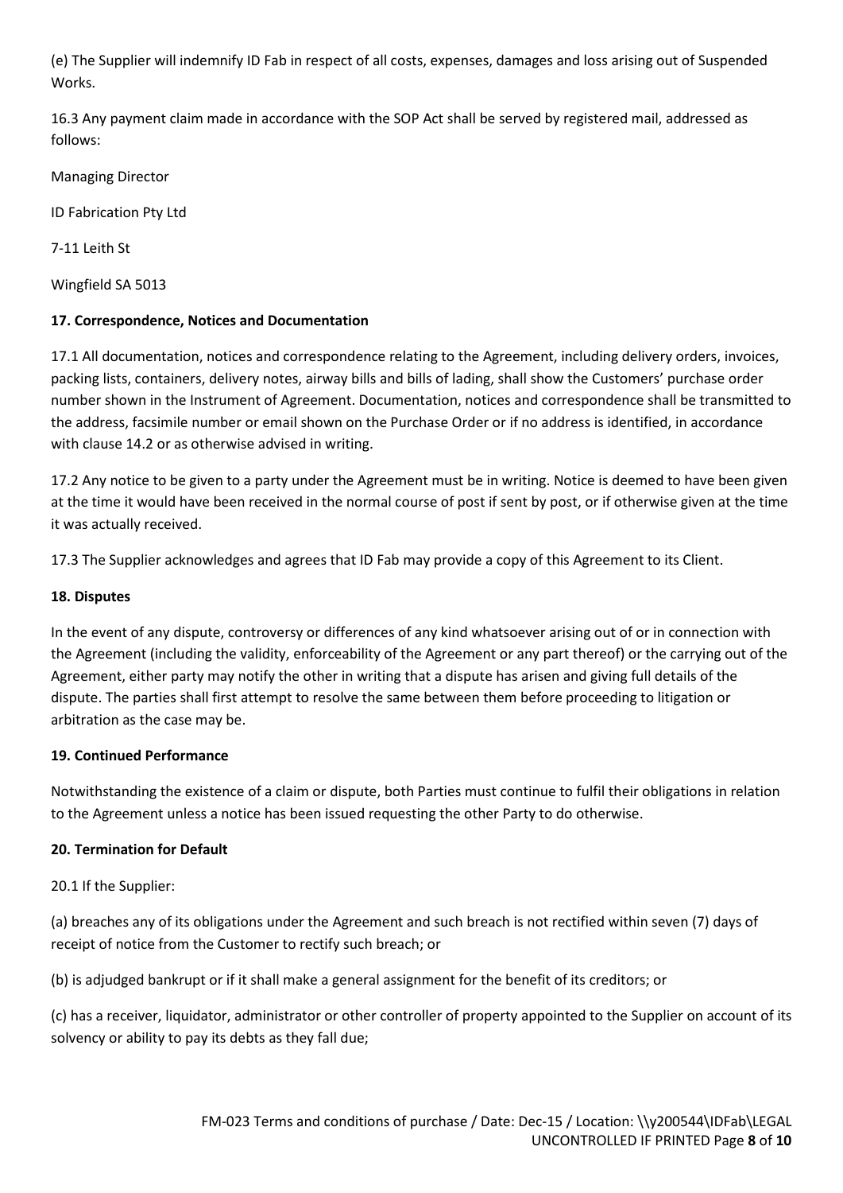(e) The Supplier will indemnify ID Fab in respect of all costs, expenses, damages and loss arising out of Suspended Works.

16.3 Any payment claim made in accordance with the SOP Act shall be served by registered mail, addressed as follows:

Managing Director

ID Fabrication Pty Ltd

7-11 Leith St

Wingfield SA 5013

**17. Correspondence, Notices and Documentation**

17.1 All documentation, notices and correspondence relating to the Agreement, including delivery orders, invoices, packing lists, containers, delivery notes, airway bills and bills of lading, shall show the Customers' purchase order number shown in the Instrument of Agreement. Documentation, notices and correspondence shall be transmitted to the address, facsimile number or email shown on the Purchase Order or if no address is identified, in accordance with clause 14.2 or as otherwise advised in writing.

17.2 Any notice to be given to a party under the Agreement must be in writing. Notice is deemed to have been given at the time it would have been received in the normal course of post if sent by post, or if otherwise given at the time it was actually received.

17.3 The Supplier acknowledges and agrees that ID Fab may provide a copy of this Agreement to its Client.

**18. Disputes**

In the event of any dispute, controversy or differences of any kind whatsoever arising out of or in connection with the Agreement (including the validity, enforceability of the Agreement or any part thereof) or the carrying out of the Agreement, either party may notify the other in writing that a dispute has arisen and giving full details of the dispute. The parties shall first attempt to resolve the same between them before proceeding to litigation or arbitration as the case may be.

**19. Continued Performance**

Notwithstanding the existence of a claim or dispute, both Parties must continue to fulfil their obligations in relation to the Agreement unless a notice has been issued requesting the other Party to do otherwise.

**20. Termination for Default**

20.1 If the Supplier:

(a) breaches any of its obligations under the Agreement and such breach is not rectified within seven (7) days of receipt of notice from the Customer to rectify such breach; or

(b) is adjudged bankrupt or if it shall make a general assignment for the benefit of its creditors; or

(c) has a receiver, liquidator, administrator or other controller of property appointed to the Supplier on account of its solvency or ability to pay its debts as they fall due;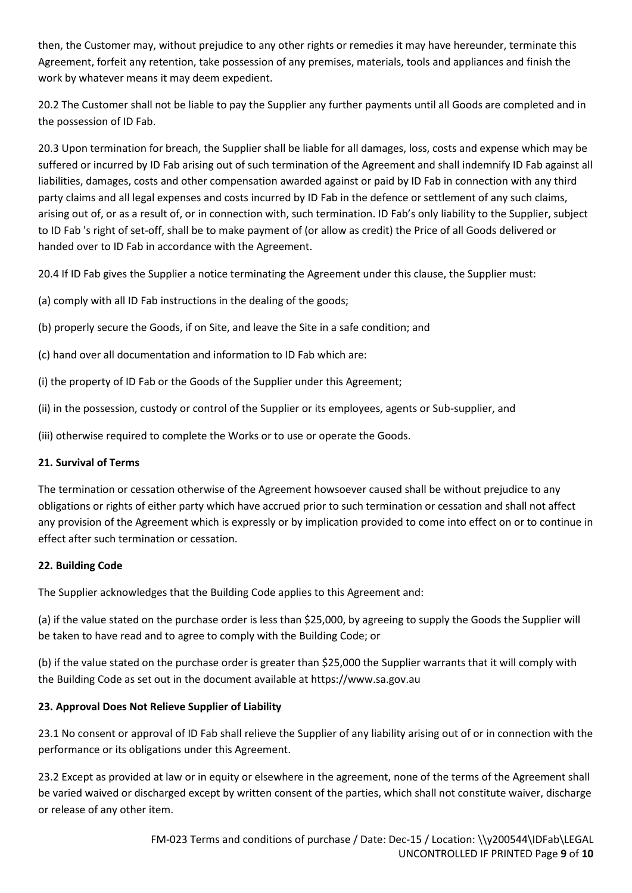then, the Customer may, without prejudice to any other rights or remedies it may have hereunder, terminate this Agreement, forfeit any retention, take possession of any premises, materials, tools and appliances and finish the work by whatever means it may deem expedient.

20.2 The Customer shall not be liable to pay the Supplier any further payments until all Goods are completed and in the possession of ID Fab.

20.3 Upon termination for breach, the Supplier shall be liable for all damages, loss, costs and expense which may be suffered or incurred by ID Fab arising out of such termination of the Agreement and shall indemnify ID Fab against all liabilities, damages, costs and other compensation awarded against or paid by ID Fab in connection with any third party claims and all legal expenses and costs incurred by ID Fab in the defence or settlement of any such claims, arising out of, or as a result of, or in connection with, such termination. ID Fab's only liability to the Supplier, subject to ID Fab 's right of set-off, shall be to make payment of (or allow as credit) the Price of all Goods delivered or handed over to ID Fab in accordance with the Agreement.

20.4 If ID Fab gives the Supplier a notice terminating the Agreement under this clause, the Supplier must:

(a) comply with all ID Fab instructions in the dealing of the goods;

(b) properly secure the Goods, if on Site, and leave the Site in a safe condition; and

(c) hand over all documentation and information to ID Fab which are:

(i) the property of ID Fab or the Goods of the Supplier under this Agreement;

(ii) in the possession, custody or control of the Supplier or its employees, agents or Sub-supplier, and

(iii) otherwise required to complete the Works or to use or operate the Goods.

**21. Survival of Terms**

The termination or cessation otherwise of the Agreement howsoever caused shall be without prejudice to any obligations or rights of either party which have accrued prior to such termination or cessation and shall not affect any provision of the Agreement which is expressly or by implication provided to come into effect on or to continue in effect after such termination or cessation.

**22. Building Code**

The Supplier acknowledges that the Building Code applies to this Agreement and:

(a) if the value stated on the purchase order is less than $25,000, by agreeing to supply the Goods the Supplier will be taken to have read and to agree to comply with the Building Code; or

(b) if the value stated on the purchase order is greater than $25,000 the Supplier warrants that it will comply with the Building Code as set out in the document available at https://www.sa.gov.au

**23. Approval Does Not Relieve Supplier of Liability**

23.1 No consent or approval of ID Fab shall relieve the Supplier of any liability arising out of or in connection with the performance or its obligations under this Agreement.

23.2 Except as provided at law or in equity or elsewhere in the agreement, none of the terms of the Agreement shall be varied waived or discharged except by written consent of the parties, which shall not constitute waiver, discharge or release of any other item.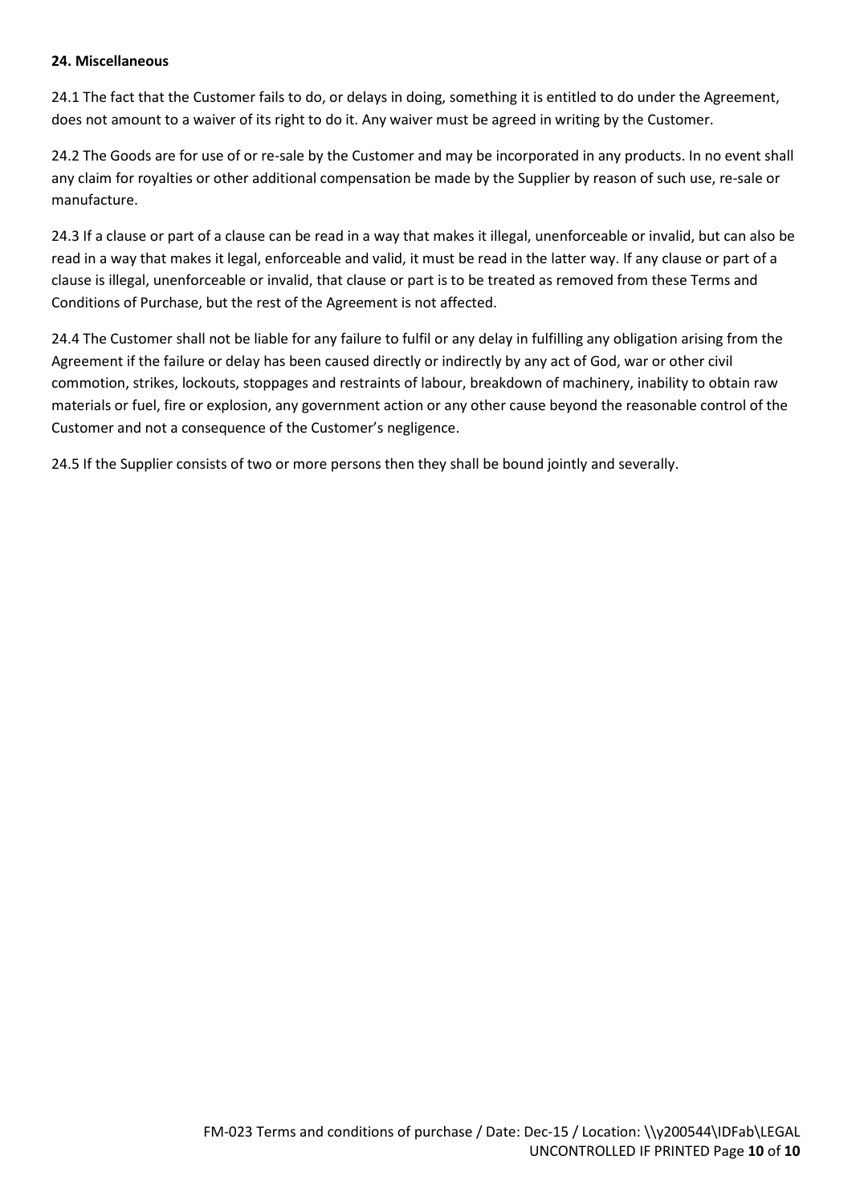**24. Miscellaneous**

24.1 The fact that the Customer fails to do, or delays in doing, something it is entitled to do under the Agreement, does not amount to a waiver of its right to do it. Any waiver must be agreed in writing by the Customer.

24.2 The Goods are for use of or re-sale by the Customer and may be incorporated in any products. In no event shall any claim for royalties or other additional compensation be made by the Supplier by reason of such use, re-sale or manufacture.

24.3 If a clause or part of a clause can be read in a way that makes it illegal, unenforceable or invalid, but can also be read in a way that makes it legal, enforceable and valid, it must be read in the latter way. If any clause or part of a clause is illegal, unenforceable or invalid, that clause or part is to be treated as removed from these Terms and Conditions of Purchase, but the rest of the Agreement is not affected.

24.4 The Customer shall not be liable for any failure to fulfil or any delay in fulfilling any obligation arising from the Agreement if the failure or delay has been caused directly or indirectly by any act of God, war or other civil commotion, strikes, lockouts, stoppages and restraints of labour, breakdown of machinery, inability to obtain raw materials or fuel, fire or explosion, any government action or any other cause beyond the reasonable control of the Customer and not a consequence of the Customer's negligence.

24.5 If the Supplier consists of two or more persons then they shall be bound jointly and severally.